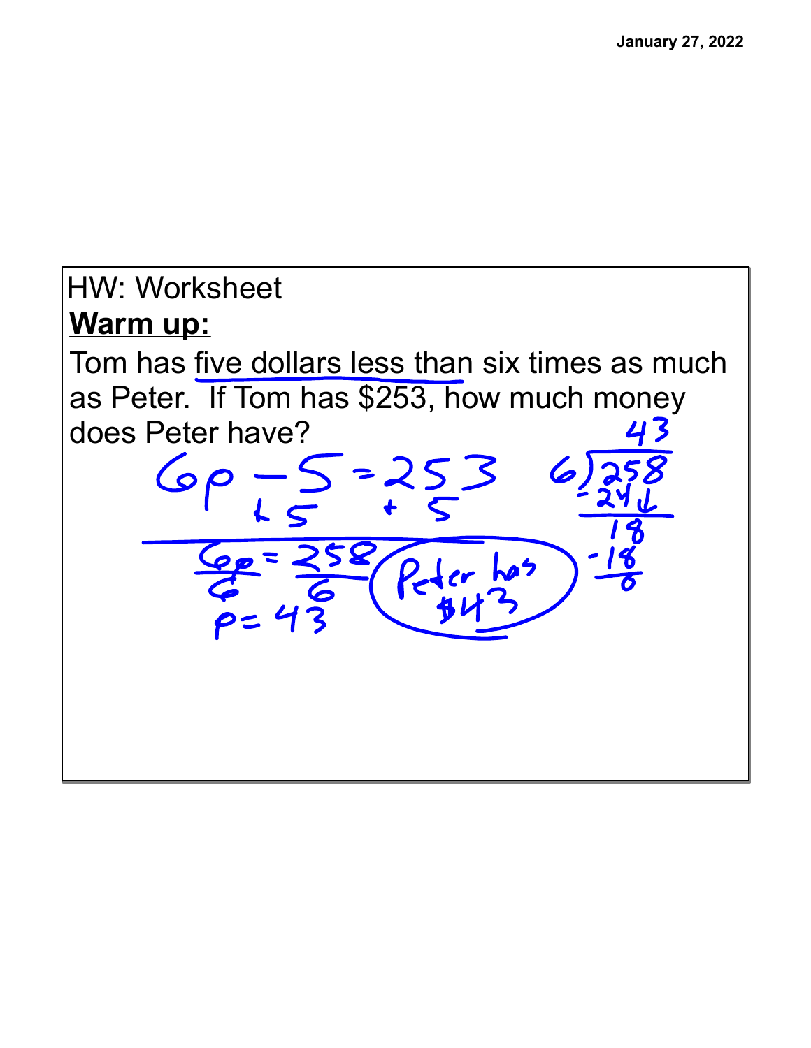January 27, 2022

HW: Worksheet

**Warm up:**

Tom has five dollars less than six times as much as Peter. If Tom has $253, how much money does Peter have?

$$6p - 5 = 253$$
$$+5 \quad +5$$
$$\frac{6p}{6} = \frac{258}{6}$$
$$p = 43$$

$$6\overline{)258} = 43$$
$$-24$$
$$18$$
$$-18$$
$$0$$

Peter has $43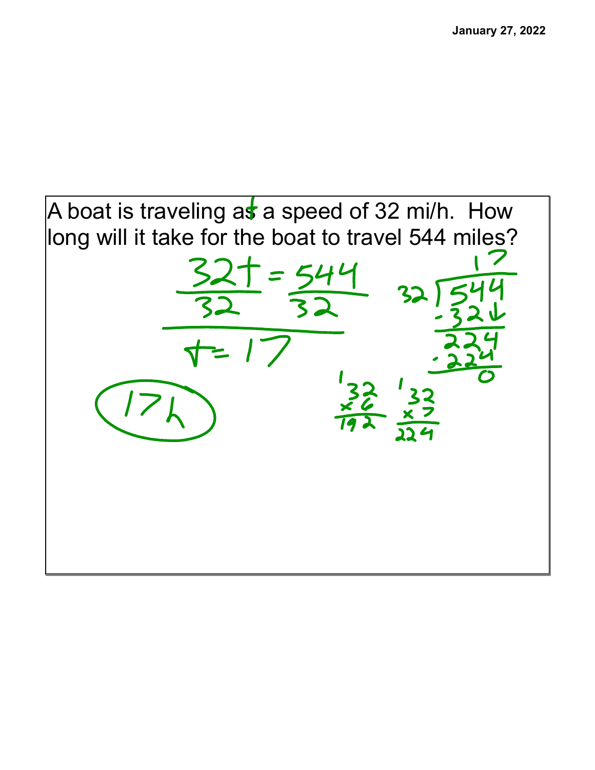A boat is traveling at a speed of 32 mi/h. How long will it take for the boat to travel 544 miles?

$$\frac{32t}{32} = \frac{544}{32}$$

$$t = 17$$

17h

$$\begin{array}{r} 17 \\ 32\overline{)544} \\ -32\downarrow \\ \hline 224 \\ -224 \\ \hline 0 \end{array}$$

$$\begin{array}{r} 32 \\ \times 6 \\ \hline 192 \end{array} \quad \begin{array}{r} 32 \\ \times 7 \\ \hline 224 \end{array}$$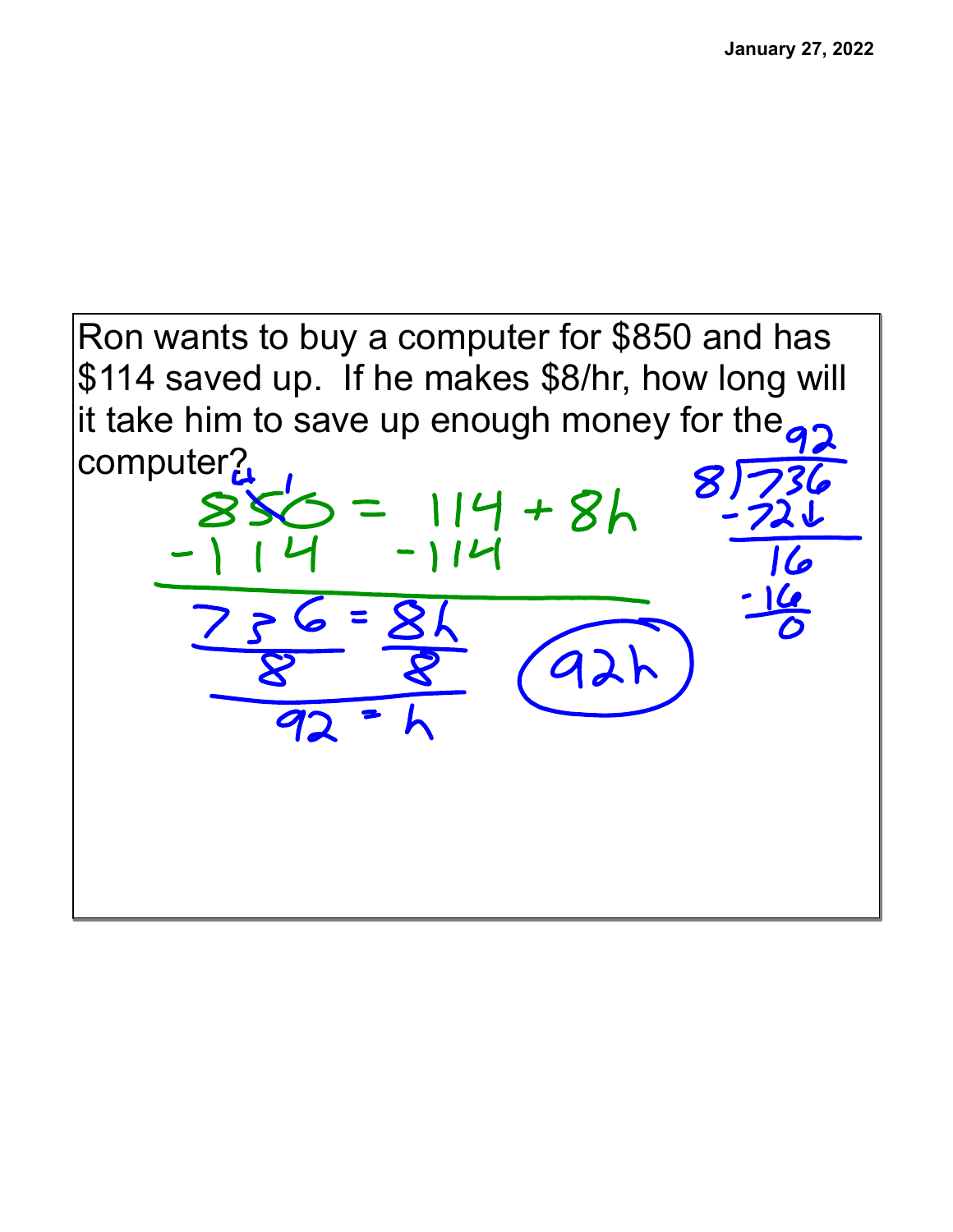Ron wants to buy a computer for $850 and has $114 saved up. If he makes $8/hr, how long will it take him to save up enough money for the computer?

$$850 = 114 + 8h$$

$$-114 \qquad -114$$

$$736 = 8h$$

$$\frac{736}{8} = \frac{8h}{8}$$

$$92 = h$$

**92h**

$$\begin{array}{r} 92 \\ 8\overline{)736} \\ -72\downarrow \\ \hline 16 \\ -16 \\ \hline 0 \end{array}$$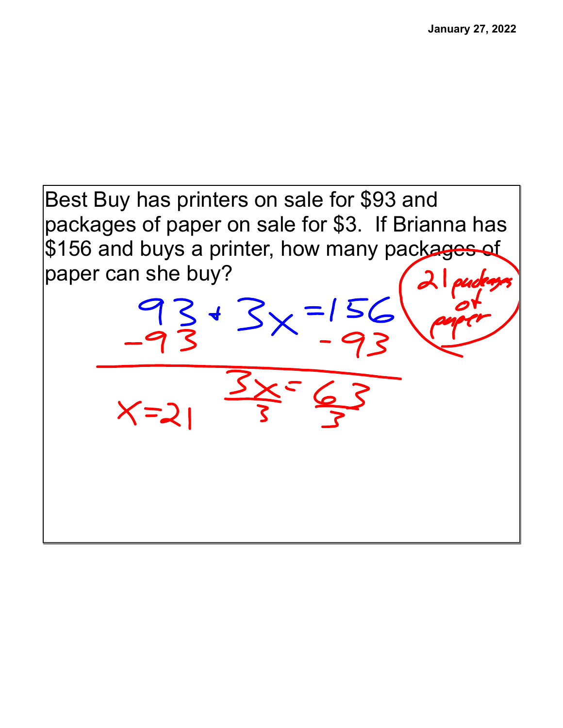January 27, 2022

Best Buy has printers on sale for $93 and packages of paper on sale for $3. If Brianna has $156 and buys a printer, how many packages of paper can she buy?

$$93 + 3x = 156$$

$$-93 \qquad\qquad -93$$

$$\frac{3x}{3} = \frac{63}{3}$$

$$x = 21$$

21 packages of paper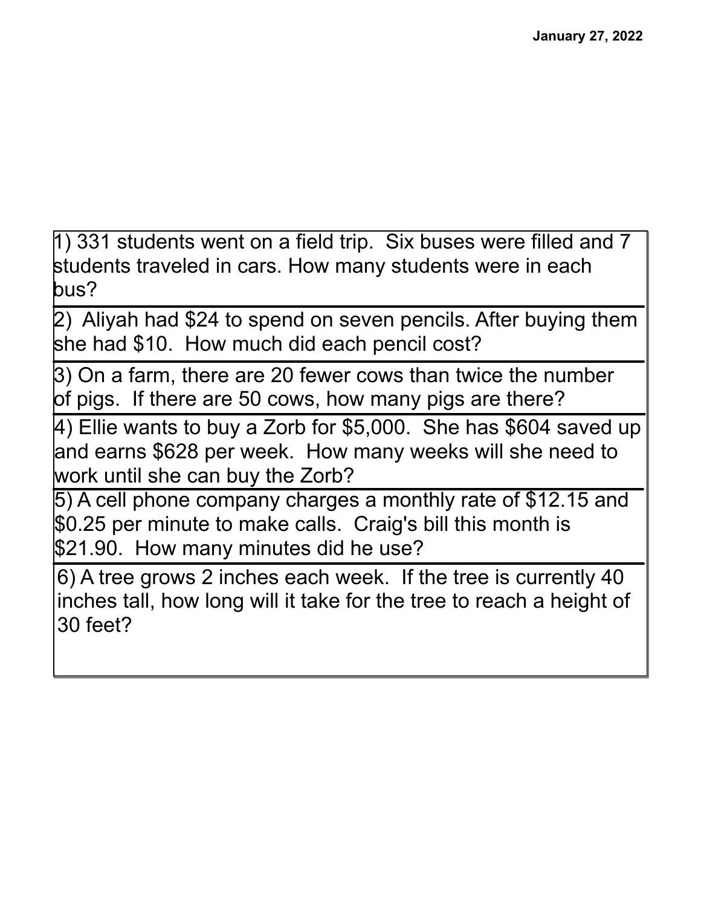January 27, 2022

1) 331 students went on a field trip. Six buses were filled and 7 students traveled in cars. How many students were in each bus?

2) Aliyah had $24 to spend on seven pencils. After buying them she had $10. How much did each pencil cost?

3) On a farm, there are 20 fewer cows than twice the number of pigs. If there are 50 cows, how many pigs are there?

4) Ellie wants to buy a Zorb for $5,000. She has $604 saved up and earns $628 per week. How many weeks will she need to work until she can buy the Zorb?

5) A cell phone company charges a monthly rate of $12.15 and $0.25 per minute to make calls. Craig's bill this month is $21.90. How many minutes did he use?

6) A tree grows 2 inches each week. If the tree is currently 40 inches tall, how long will it take for the tree to reach a height of 30 feet?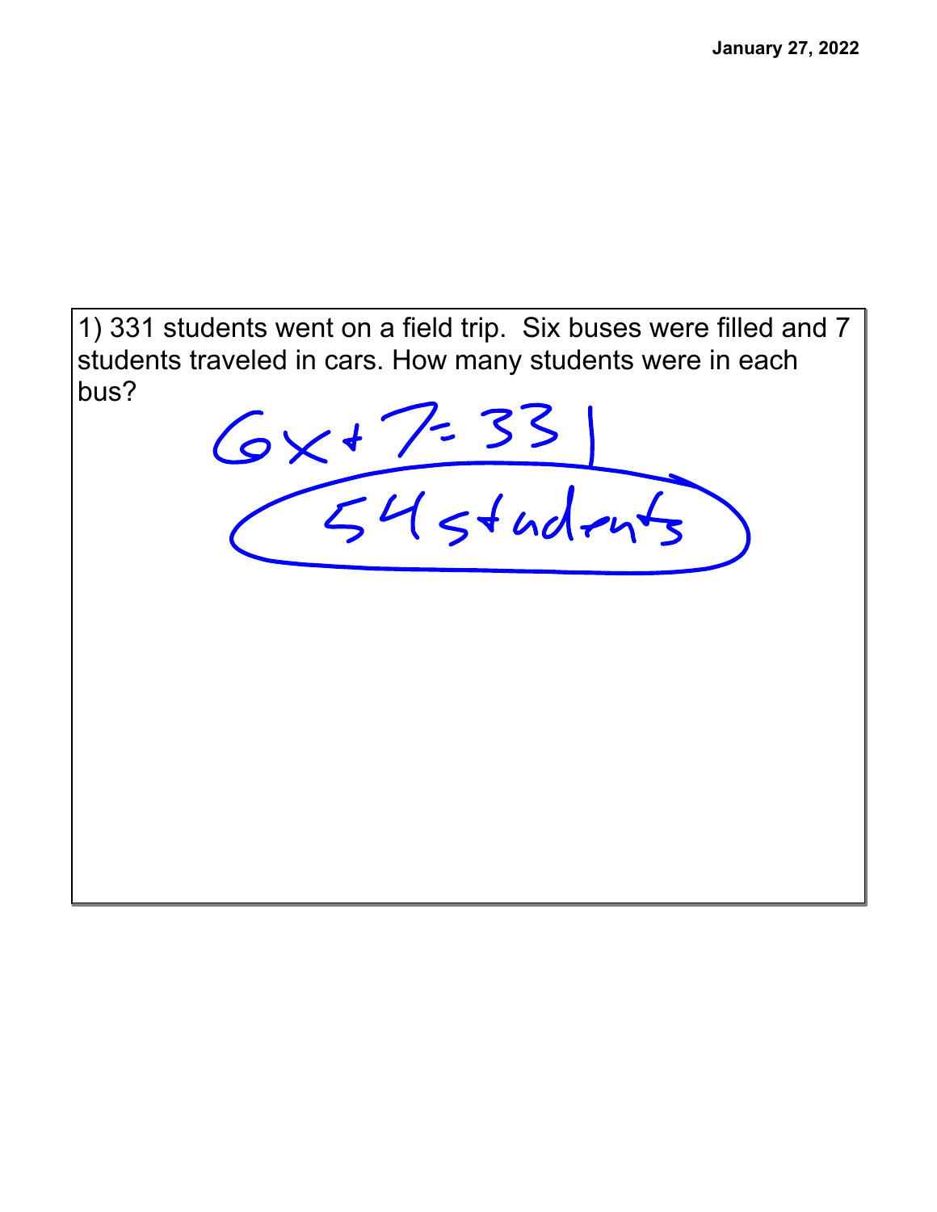January 27, 2022

1) 331 students went on a field trip. Six buses were filled and 7 students traveled in cars. How many students were in each bus?

$6x + 7 = 331$

54 students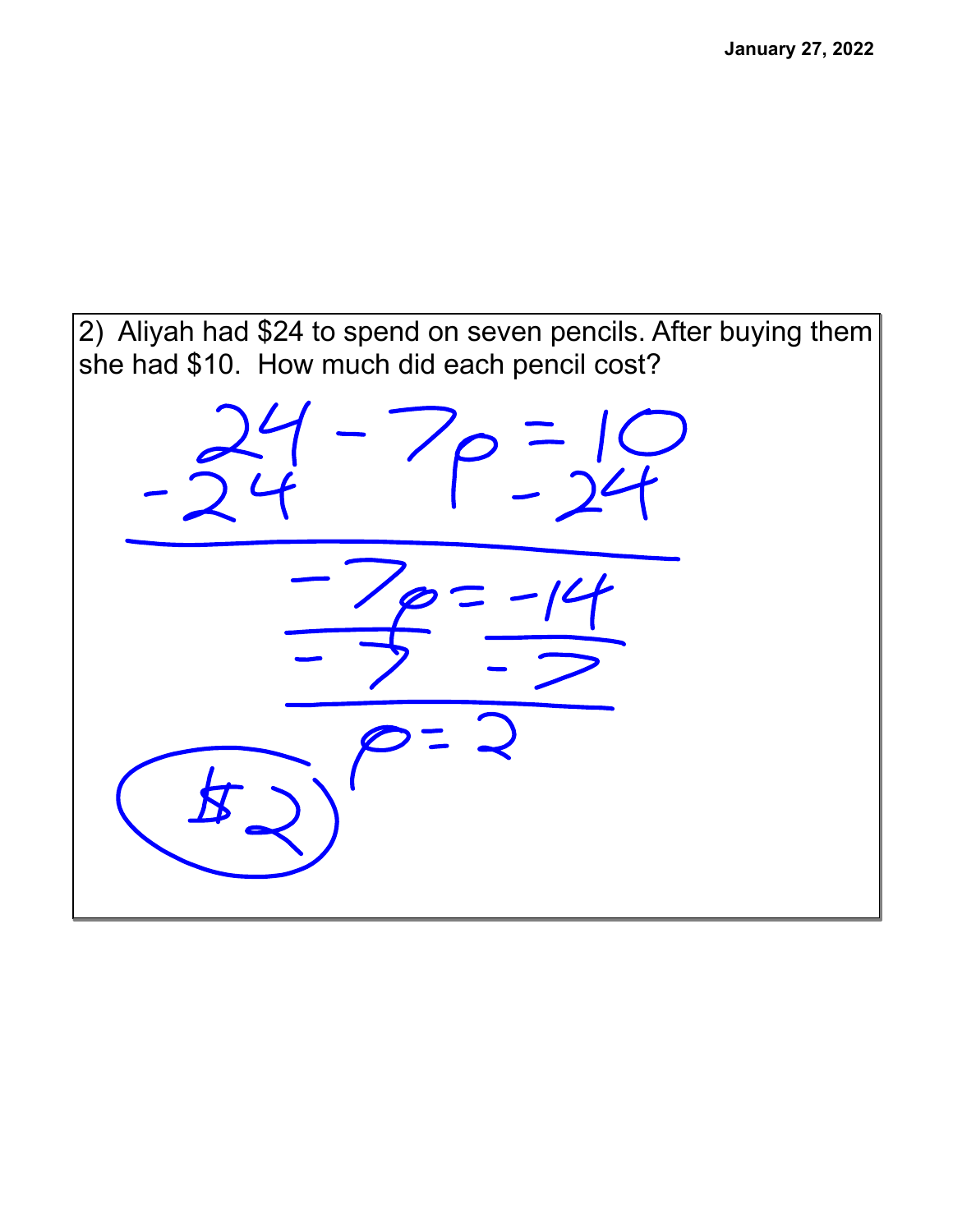2) Aliyah had $24 to spend on seven pencils. After buying them she had $10. How much did each pencil cost?

$$24 - 7p = 10$$

$$-24 \qquad\qquad -24$$

$$-7p = -14$$

$$\frac{-7p}{-7} = \frac{-14}{-7}$$

$$p = 2$$

$2